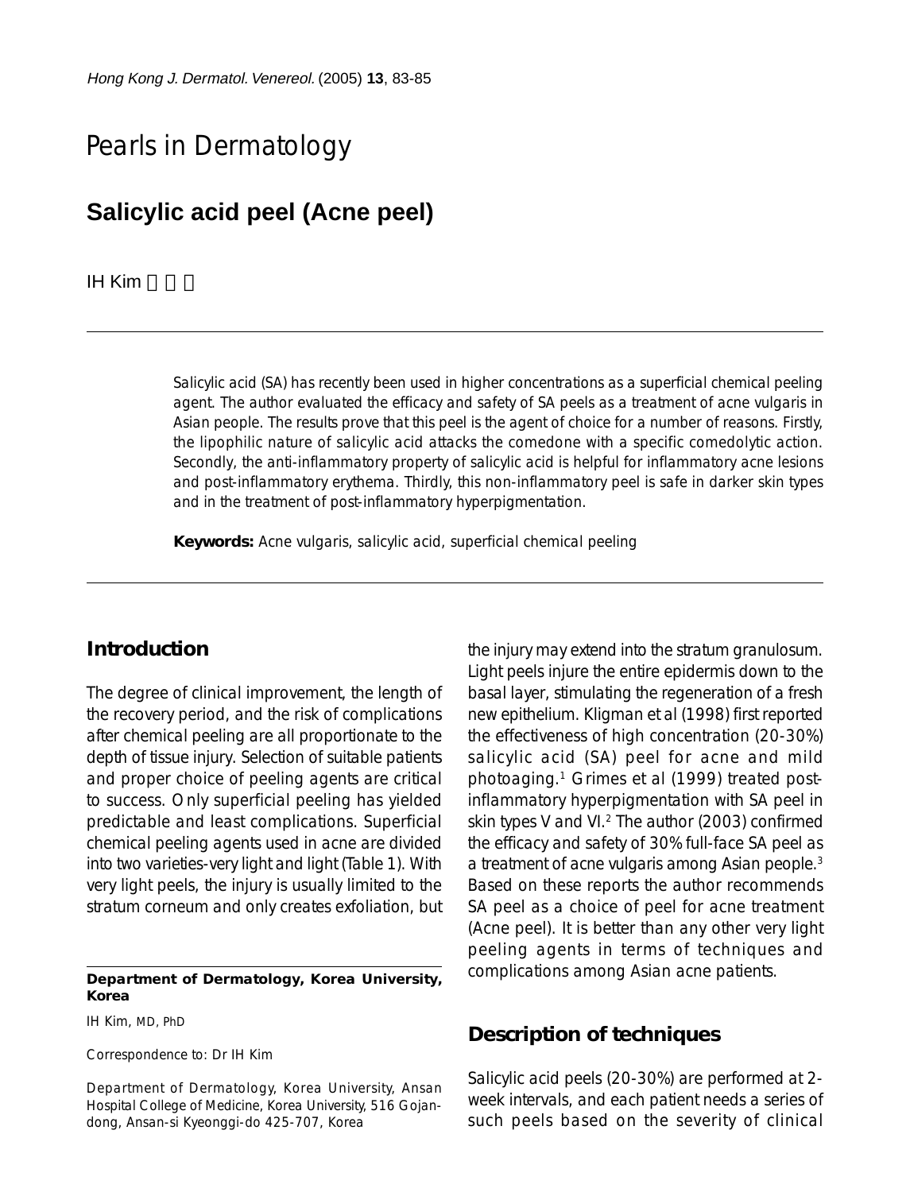# Pearls in Dermatology

## Salicylic acid peel (Acne peel)

IH Kim 金一煥

---

Salicylic acid (SA) has recently been used in higher concentrations as a superficial chemical peeling agent. The author evaluated the efficacy and safety of SA peels as a treatment of acne vulgaris in Asian people. The results prove that this peel is the agent of choice for a number of reasons. Firstly, the lipophilic nature of salicylic acid attacks the comedone with a specific comedolytic action. Secondly, the anti-inflammatory property of salicylic acid is helpful for inflammatory acne lesions and post-inflammatory erythema. Thirdly, this non-inflammatory peel is safe in darker skin types and in the treatment of post-inflammatory hyperpigmentation.

**Keywords:** Acne vulgaris, salicylic acid, superficial chemical peeling

---

## Introduction

The degree of clinical improvement, the length of the recovery period, and the risk of complications after chemical peeling are all proportionate to the depth of tissue injury. Selection of suitable patients and proper choice of peeling agents are critical to success. Only superficial peeling has yielded predictable and least complications. Superficial chemical peeling agents used in acne are divided into two varieties-very light and light (Table 1). With very light peels, the injury is usually limited to the stratum corneum and only creates exfoliation, but the injury may extend into the stratum granulosum. Light peels injure the entire epidermis down to the basal layer, stimulating the regeneration of a fresh new epithelium. Kligman et al (1998) first reported the effectiveness of high concentration (20-30%) salicylic acid (SA) peel for acne and mild photoaging.[1] Grimes et al (1999) treated post-inflammatory hyperpigmentation with SA peel in skin types V and VI.[2] The author (2003) confirmed the efficacy and safety of 30% full-face SA peel as a treatment of acne vulgaris among Asian people.[3] Based on these reports the author recommends SA peel as a choice of peel for acne treatment (Acne peel). It is better than any other very light peeling agents in terms of techniques and complications among Asian acne patients.

## Description of techniques

Salicylic acid peels (20-30%) are performed at 2-week intervals, and each patient needs a series of such peels based on the severity of clinical

---

**Department of Dermatology, Korea University, Korea**

IH Kim, MD, PhD

Correspondence to: Dr IH Kim

Department of Dermatology, Korea University, Ansan Hospital College of Medicine, Korea University, 516 Gojan-dong, Ansan-si Kyeonggi-do 425-707, Korea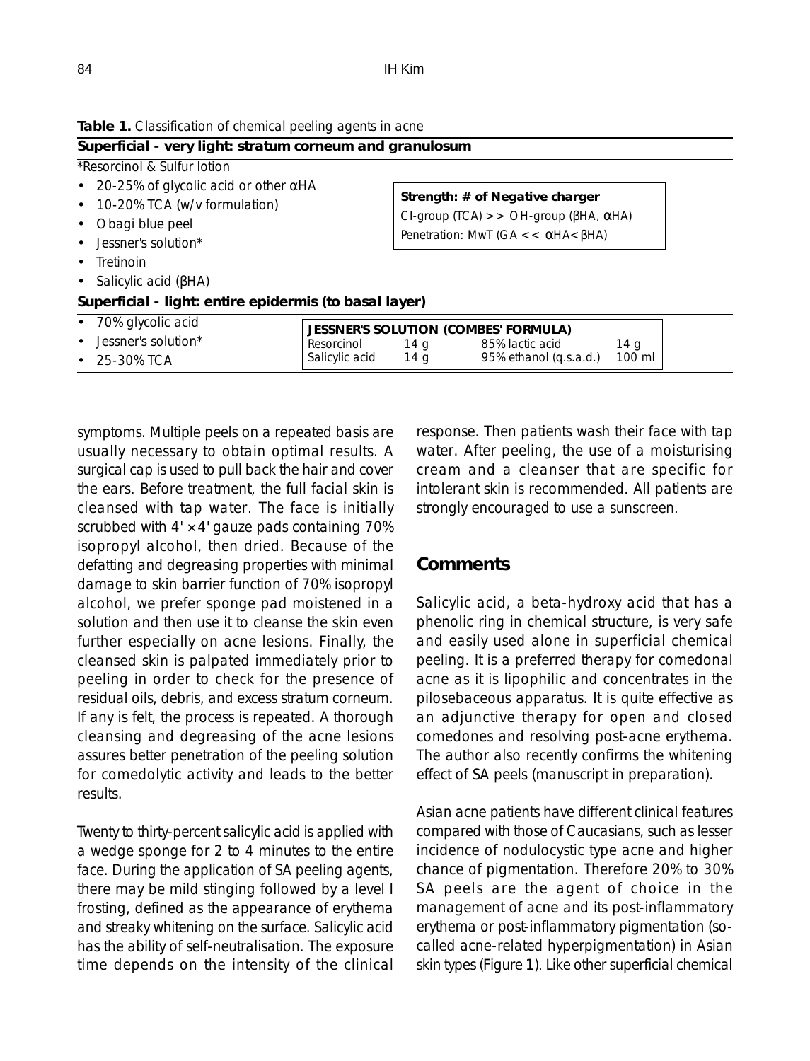**Table 1.** Classification of chemical peeling agents in acne

**Superficial - very light: stratum corneum and granulosum**

*Resorcinol & Sulfur lotion

- 20-25% of glycolic acid or other αHA
- 10-20% TCA (w/v formulation)
- Obagi blue peel
- Jessner's solution*
- Tretinoin
- Salicylic acid (βHA)

**Strength: # of Negative charger**
Cl-group (TCA) >> OH-group (βHA, αHA)
Penetration: MwT (GA << αHA< βHA)

**Superficial - light: entire epidermis (to basal layer)**

- 70% glycolic acid
- Jessner's solution*
- 25-30% TCA

| **JESSNER'S SOLUTION (COMBES' FORMULA)** | | | |
|---|---|---|---|
| Resorcinol | 14 g | 85% lactic acid | 14 g |
| Salicylic acid | 14 g | 95% ethanol (q.s.a.d.) | 100 ml |

symptoms. Multiple peels on a repeated basis are usually necessary to obtain optimal results. A surgical cap is used to pull back the hair and cover the ears. Before treatment, the full facial skin is cleansed with tap water. The face is initially scrubbed with 4' × 4' gauze pads containing 70% isopropyl alcohol, then dried. Because of the defatting and degreasing properties with minimal damage to skin barrier function of 70% isopropyl alcohol, we prefer sponge pad moistened in a solution and then use it to cleanse the skin even further especially on acne lesions. Finally, the cleansed skin is palpated immediately prior to peeling in order to check for the presence of residual oils, debris, and excess stratum corneum. If any is felt, the process is repeated. A thorough cleansing and degreasing of the acne lesions assures better penetration of the peeling solution for comedolytic activity and leads to the better results.

Twenty to thirty-percent salicylic acid is applied with a wedge sponge for 2 to 4 minutes to the entire face. During the application of SA peeling agents, there may be mild stinging followed by a level I frosting, defined as the appearance of erythema and streaky whitening on the surface. Salicylic acid has the ability of self-neutralisation. The exposure time depends on the intensity of the clinical response. Then patients wash their face with tap water. After peeling, the use of a moisturising cream and a cleanser that are specific for intolerant skin is recommended. All patients are strongly encouraged to use a sunscreen.

## Comments

Salicylic acid, a beta-hydroxy acid that has a phenolic ring in chemical structure, is very safe and easily used alone in superficial chemical peeling. It is a preferred therapy for comedonal acne as it is lipophilic and concentrates in the pilosebaceous apparatus. It is quite effective as an adjunctive therapy for open and closed comedones and resolving post-acne erythema. The author also recently confirms the whitening effect of SA peels (manuscript in preparation).

Asian acne patients have different clinical features compared with those of Caucasians, such as lesser incidence of nodulocystic type acne and higher chance of pigmentation. Therefore 20% to 30% SA peels are the agent of choice in the management of acne and its post-inflammatory erythema or post-inflammatory pigmentation (so-called acne-related hyperpigmentation) in Asian skin types (Figure 1). Like other superficial chemical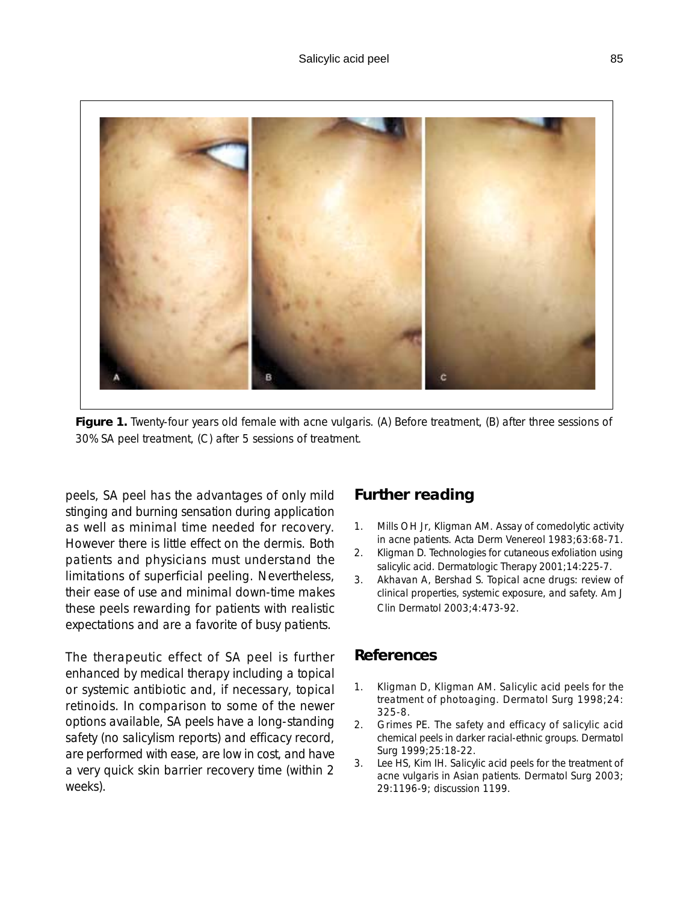**Figure 1.** Twenty-four years old female with acne vulgaris. (A) Before treatment, (B) after three sessions of 30% SA peel treatment, (C) after 5 sessions of treatment.

peels, SA peel has the advantages of only mild stinging and burning sensation during application as well as minimal time needed for recovery. However there is little effect on the dermis. Both patients and physicians must understand the limitations of superficial peeling. Nevertheless, their ease of use and minimal down-time makes these peels rewarding for patients with realistic expectations and are a favorite of busy patients.

The therapeutic effect of SA peel is further enhanced by medical therapy including a topical or systemic antibiotic and, if necessary, topical retinoids. In comparison to some of the newer options available, SA peels have a long-standing safety (no salicylism reports) and efficacy record, are performed with ease, are low in cost, and have a very quick skin barrier recovery time (within 2 weeks).

## Further reading

1. Mills OH Jr, Kligman AM. Assay of comedolytic activity in acne patients. Acta Derm Venereol 1983;63:68-71.
2. Kligman D. Technologies for cutaneous exfoliation using salicylic acid. Dermatologic Therapy 2001;14:225-7.
3. Akhavan A, Bershad S. Topical acne drugs: review of clinical properties, systemic exposure, and safety. Am J Clin Dermatol 2003;4:473-92.

## References

1. Kligman D, Kligman AM. Salicylic acid peels for the treatment of photoaging. Dermatol Surg 1998;24: 325-8.
2. Grimes PE. The safety and efficacy of salicylic acid chemical peels in darker racial-ethnic groups. Dermatol Surg 1999;25:18-22.
3. Lee HS, Kim IH. Salicylic acid peels for the treatment of acne vulgaris in Asian patients. Dermatol Surg 2003; 29:1196-9; discussion 1199.